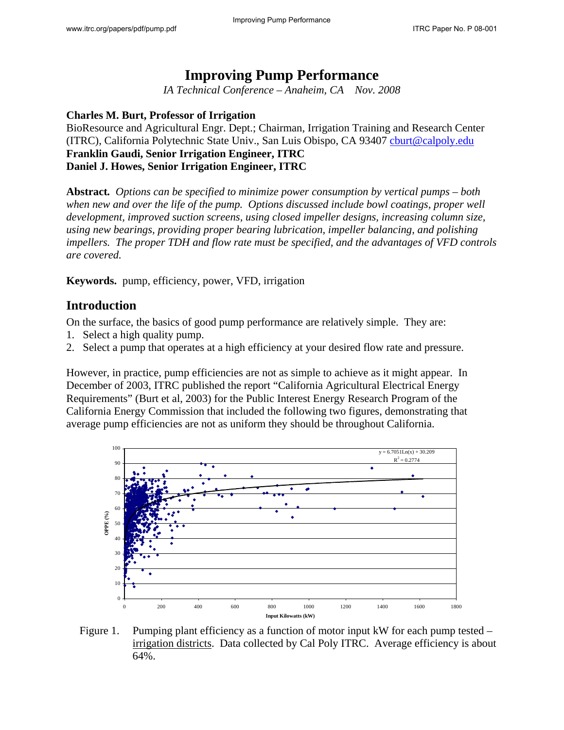# Improving Pump Performance

*IA Technical Conference – Anaheim, CA Nov. 2008*

**Charles M. Burt, Professor of Irrigation**
BioResource and Agricultural Engr. Dept.; Chairman, Irrigation Training and Research Center (ITRC), California Polytechnic State Univ., San Luis Obispo, CA 93407 cburt@calpoly.edu
**Franklin Gaudi, Senior Irrigation Engineer, ITRC**
**Daniel J. Howes, Senior Irrigation Engineer, ITRC**

**Abstract.** *Options can be specified to minimize power consumption by vertical pumps – both when new and over the life of the pump. Options discussed include bowl coatings, proper well development, improved suction screens, using closed impeller designs, increasing column size, using new bearings, providing proper bearing lubrication, impeller balancing, and polishing impellers. The proper TDH and flow rate must be specified, and the advantages of VFD controls are covered.*

**Keywords.** pump, efficiency, power, VFD, irrigation

## Introduction

On the surface, the basics of good pump performance are relatively simple. They are:

1. Select a high quality pump.
2. Select a pump that operates at a high efficiency at your desired flow rate and pressure.

However, in practice, pump efficiencies are not as simple to achieve as it might appear. In December of 2003, ITRC published the report "California Agricultural Electrical Energy Requirements" (Burt et al, 2003) for the Public Interest Energy Research Program of the California Energy Commission that included the following two figures, demonstrating that average pump efficiencies are not as uniform they should be throughout California.

$y = 6.7051\text{Ln}(x) + 30.209$
$R^2 = 0.2774$

OPPE (%)
0
10
20
30
40
50
60
70
80
90
100

Input Kilowatts (kW)
0
200
400
600
800
1000
1200
1400
1600
1800

Figure 1. Pumping plant efficiency as a function of motor input kW for each pump tested – irrigation districts. Data collected by Cal Poly ITRC. Average efficiency is about 64%.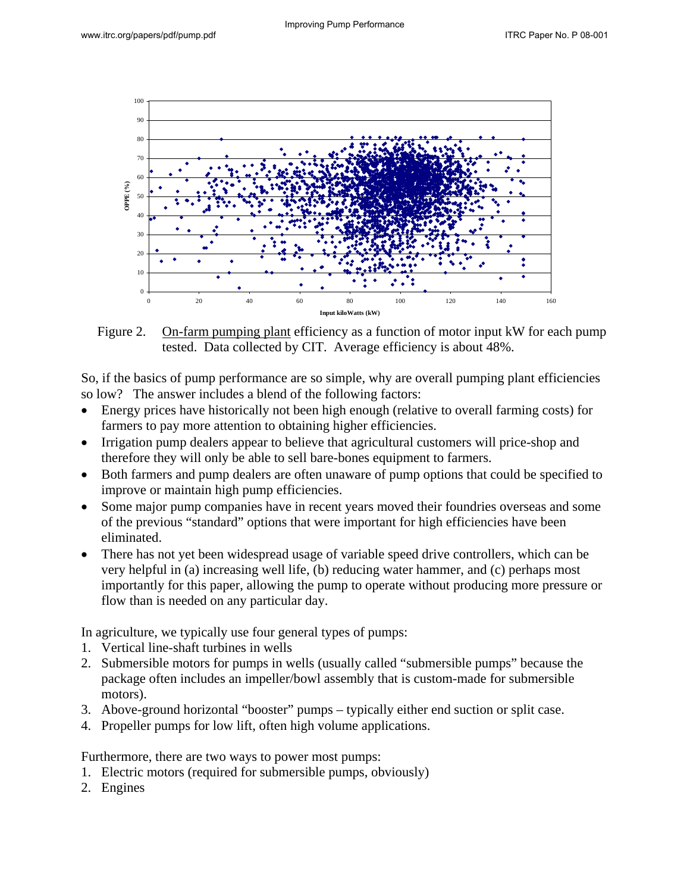100
90
80
70
60
50
40
30
20
10
0

OPPE (%)

0
20
40
60
80
100
120
140
160

Input kiloWatts (kW)

Figure 2. On-farm pumping plant efficiency as a function of motor input kW for each pump tested. Data collected by CIT. Average efficiency is about 48%.

So, if the basics of pump performance are so simple, why are overall pumping plant efficiencies so low? The answer includes a blend of the following factors:

- Energy prices have historically not been high enough (relative to overall farming costs) for farmers to pay more attention to obtaining higher efficiencies.
- Irrigation pump dealers appear to believe that agricultural customers will price-shop and therefore they will only be able to sell bare-bones equipment to farmers.
- Both farmers and pump dealers are often unaware of pump options that could be specified to improve or maintain high pump efficiencies.
- Some major pump companies have in recent years moved their foundries overseas and some of the previous "standard" options that were important for high efficiencies have been eliminated.
- There has not yet been widespread usage of variable speed drive controllers, which can be very helpful in (a) increasing well life, (b) reducing water hammer, and (c) perhaps most importantly for this paper, allowing the pump to operate without producing more pressure or flow than is needed on any particular day.

In agriculture, we typically use four general types of pumps:

1. Vertical line-shaft turbines in wells
2. Submersible motors for pumps in wells (usually called "submersible pumps" because the package often includes an impeller/bowl assembly that is custom-made for submersible motors).
3. Above-ground horizontal "booster" pumps – typically either end suction or split case.
4. Propeller pumps for low lift, often high volume applications.

Furthermore, there are two ways to power most pumps:

1. Electric motors (required for submersible pumps, obviously)
2. Engines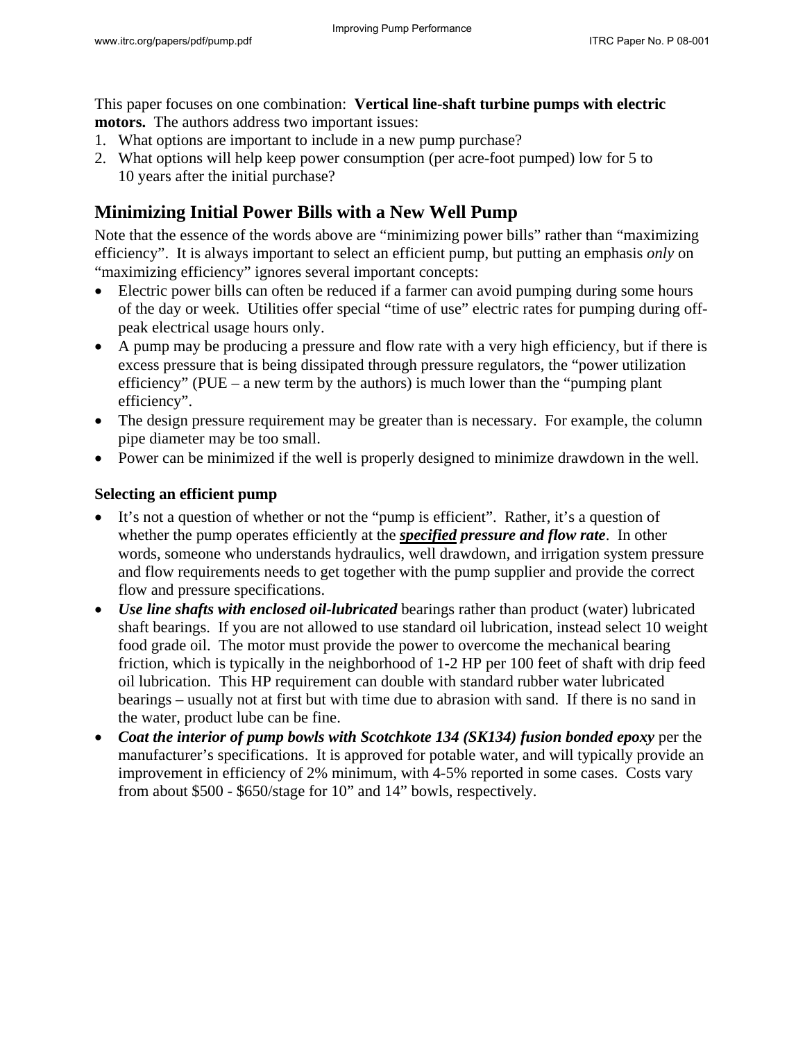This paper focuses on one combination: **Vertical line-shaft turbine pumps with electric motors.** The authors address two important issues:

1. What options are important to include in a new pump purchase?
2. What options will help keep power consumption (per acre-foot pumped) low for 5 to 10 years after the initial purchase?

## Minimizing Initial Power Bills with a New Well Pump

Note that the essence of the words above are "minimizing power bills" rather than "maximizing efficiency". It is always important to select an efficient pump, but putting an emphasis *only* on "maximizing efficiency" ignores several important concepts:

- Electric power bills can often be reduced if a farmer can avoid pumping during some hours of the day or week. Utilities offer special "time of use" electric rates for pumping during off-peak electrical usage hours only.
- A pump may be producing a pressure and flow rate with a very high efficiency, but if there is excess pressure that is being dissipated through pressure regulators, the "power utilization efficiency" (PUE – a new term by the authors) is much lower than the "pumping plant efficiency".
- The design pressure requirement may be greater than is necessary. For example, the column pipe diameter may be too small.
- Power can be minimized if the well is properly designed to minimize drawdown in the well.

### Selecting an efficient pump

- It's not a question of whether or not the "pump is efficient". Rather, it's a question of whether the pump operates efficiently at the ***specified* pressure and flow rate**. In other words, someone who understands hydraulics, well drawdown, and irrigation system pressure and flow requirements needs to get together with the pump supplier and provide the correct flow and pressure specifications.
- ***Use line shafts with enclosed oil-lubricated*** bearings rather than product (water) lubricated shaft bearings. If you are not allowed to use standard oil lubrication, instead select 10 weight food grade oil. The motor must provide the power to overcome the mechanical bearing friction, which is typically in the neighborhood of 1-2 HP per 100 feet of shaft with drip feed oil lubrication. This HP requirement can double with standard rubber water lubricated bearings – usually not at first but with time due to abrasion with sand. If there is no sand in the water, product lube can be fine.
- ***Coat the interior of pump bowls with Scotchkote 134 (SK134) fusion bonded epoxy*** per the manufacturer's specifications. It is approved for potable water, and will typically provide an improvement in efficiency of 2% minimum, with 4-5% reported in some cases. Costs vary from about \$500 - \$650/stage for 10" and 14" bowls, respectively.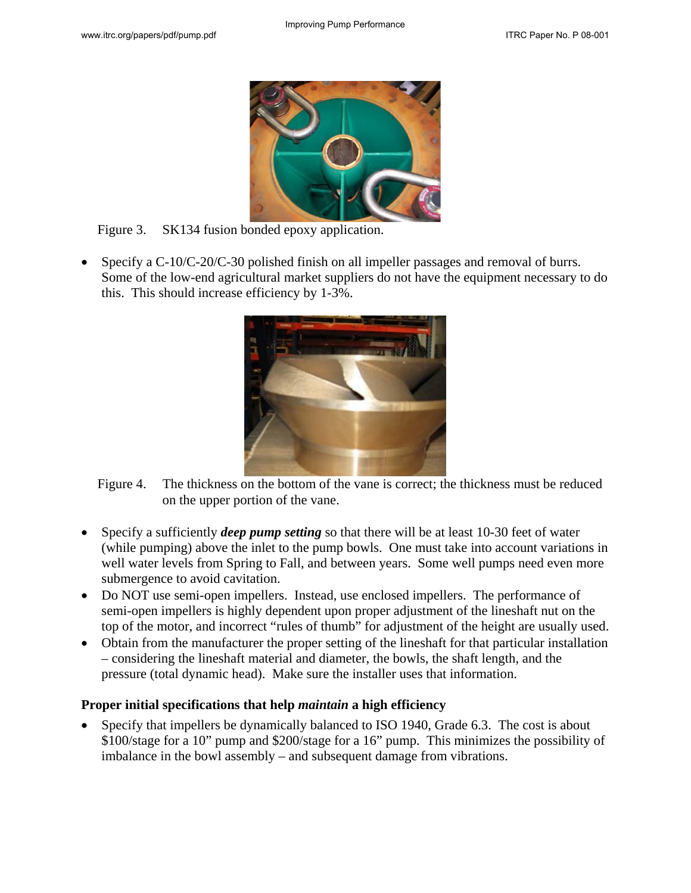Figure 3. SK134 fusion bonded epoxy application.

- Specify a C-10/C-20/C-30 polished finish on all impeller passages and removal of burrs. Some of the low-end agricultural market suppliers do not have the equipment necessary to do this. This should increase efficiency by 1-3%.

Figure 4. The thickness on the bottom of the vane is correct; the thickness must be reduced on the upper portion of the vane.

- Specify a sufficiently ***deep pump setting*** so that there will be at least 10-30 feet of water (while pumping) above the inlet to the pump bowls. One must take into account variations in well water levels from Spring to Fall, and between years. Some well pumps need even more submergence to avoid cavitation.
- Do NOT use semi-open impellers. Instead, use enclosed impellers. The performance of semi-open impellers is highly dependent upon proper adjustment of the lineshaft nut on the top of the motor, and incorrect "rules of thumb" for adjustment of the height are usually used.
- Obtain from the manufacturer the proper setting of the lineshaft for that particular installation – considering the lineshaft material and diameter, the bowls, the shaft length, and the pressure (total dynamic head). Make sure the installer uses that information.

### Proper initial specifications that help *maintain* a high efficiency

- Specify that impellers be dynamically balanced to ISO 1940, Grade 6.3. The cost is about \$100/stage for a 10" pump and \$200/stage for a 16" pump. This minimizes the possibility of imbalance in the bowl assembly – and subsequent damage from vibrations.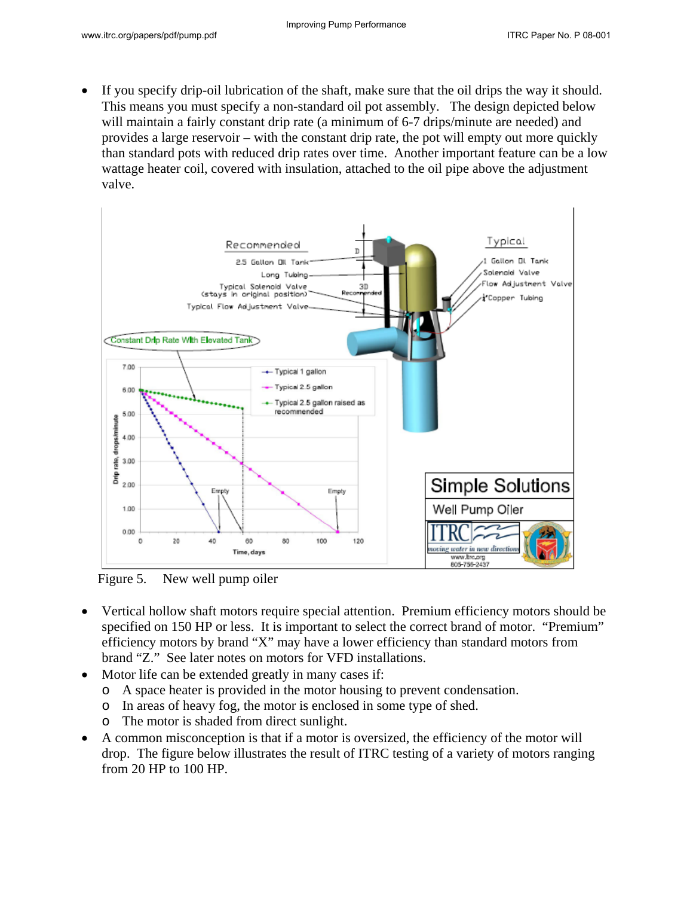- If you specify drip-oil lubrication of the shaft, make sure that the oil drips the way it should. This means you must specify a non-standard oil pot assembly. The design depicted below will maintain a fairly constant drip rate (a minimum of 6-7 drips/minute are needed) and provides a large reservoir – with the constant drip rate, the pot will empty out more quickly than standard pots with reduced drip rates over time. Another important feature can be a low wattage heater coil, covered with insulation, attached to the oil pipe above the adjustment valve.

Recommended
2.5 Gallon Oil Tank
Long Tubing
Typical Solenoid Valve (stays in original position)
Typical Flow Adjustment Valve
D
3D Recommended
Typical
1 Gallon Oil Tank
Solenoid Valve
Flow Adjustment Valve
¼" Copper Tubing
Constant Drip Rate With Elevated Tank
Typical 1 gallon
Typical 2.5 gallon
Typical 2.5 gallon raised as recommended
Drip rate, drops/minute
7.00
6.00
5.00
4.00
3.00
2.00
1.00
0.00
0
20
40
60
80
100
120
Time, days
Empty
Empty
Simple Solutions
Well Pump Oiler
ITRC
moving water in new directions
www.itrc.org
805-756-2437

Figure 5. New well pump oiler

- Vertical hollow shaft motors require special attention. Premium efficiency motors should be specified on 150 HP or less. It is important to select the correct brand of motor. "Premium" efficiency motors by brand "X" may have a lower efficiency than standard motors from brand "Z." See later notes on motors for VFD installations.
- Motor life can be extended greatly in many cases if:
  - A space heater is provided in the motor housing to prevent condensation.
  - In areas of heavy fog, the motor is enclosed in some type of shed.
  - The motor is shaded from direct sunlight.
- A common misconception is that if a motor is oversized, the efficiency of the motor will drop. The figure below illustrates the result of ITRC testing of a variety of motors ranging from 20 HP to 100 HP.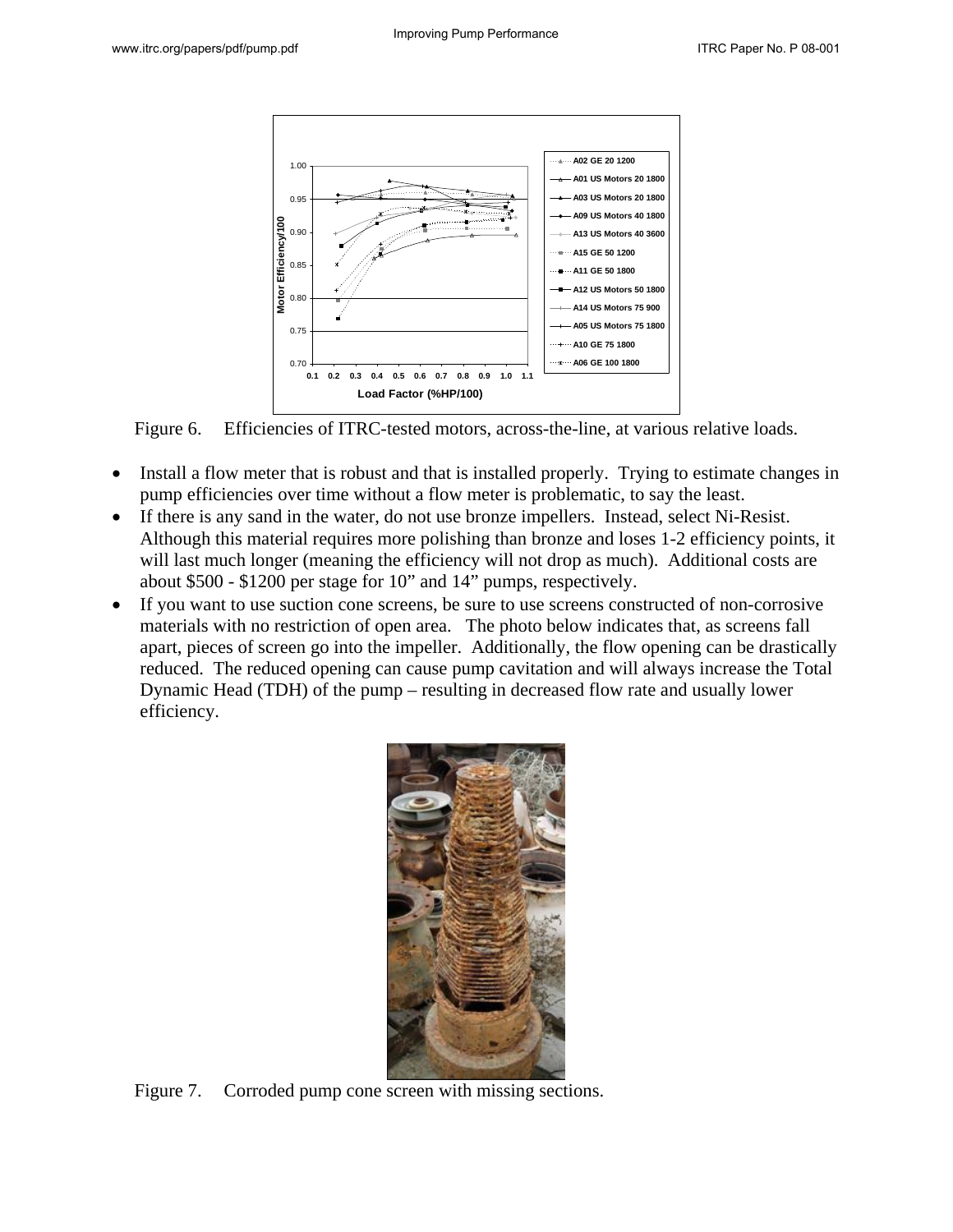1.00
0.95
0.90
0.85
0.80
0.75
0.70

Motor Efficiency/100

0.1 0.2 0.3 0.4 0.5 0.6 0.7 0.8 0.9 1.0 1.1

Load Factor (%HP/100)

A02 GE 20 1200
A01 US Motors 20 1800
A03 US Motors 20 1800
A09 US Motors 40 1800
A13 US Motors 40 3600
A15 GE 50 1200
A11 GE 50 1800
A12 US Motors 50 1800
A14 US Motors 75 900
A05 US Motors 75 1800
A10 GE 75 1800
A06 GE 100 1800

Figure 6. Efficiencies of ITRC-tested motors, across-the-line, at various relative loads.

- Install a flow meter that is robust and that is installed properly. Trying to estimate changes in pump efficiencies over time without a flow meter is problematic, to say the least.
- If there is any sand in the water, do not use bronze impellers. Instead, select Ni-Resist. Although this material requires more polishing than bronze and loses 1-2 efficiency points, it will last much longer (meaning the efficiency will not drop as much). Additional costs are about $500 - $1200 per stage for 10" and 14" pumps, respectively.
- If you want to use suction cone screens, be sure to use screens constructed of non-corrosive materials with no restriction of open area. The photo below indicates that, as screens fall apart, pieces of screen go into the impeller. Additionally, the flow opening can be drastically reduced. The reduced opening can cause pump cavitation and will always increase the Total Dynamic Head (TDH) of the pump – resulting in decreased flow rate and usually lower efficiency.

Figure 7. Corroded pump cone screen with missing sections.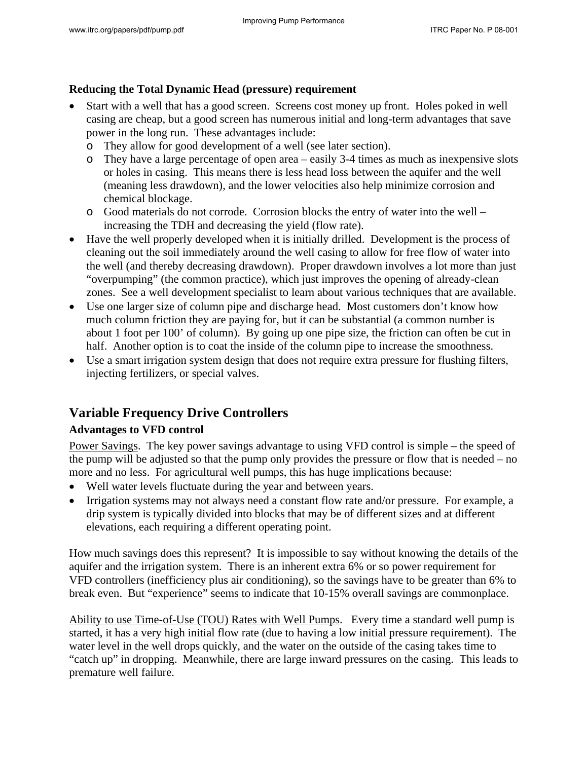**Reducing the Total Dynamic Head (pressure) requirement**

- Start with a well that has a good screen. Screens cost money up front. Holes poked in well casing are cheap, but a good screen has numerous initial and long-term advantages that save power in the long run. These advantages include:
  - They allow for good development of a well (see later section).
  - They have a large percentage of open area – easily 3-4 times as much as inexpensive slots or holes in casing. This means there is less head loss between the aquifer and the well (meaning less drawdown), and the lower velocities also help minimize corrosion and chemical blockage.
  - Good materials do not corrode. Corrosion blocks the entry of water into the well – increasing the TDH and decreasing the yield (flow rate).
- Have the well properly developed when it is initially drilled. Development is the process of cleaning out the soil immediately around the well casing to allow for free flow of water into the well (and thereby decreasing drawdown). Proper drawdown involves a lot more than just "overpumping" (the common practice), which just improves the opening of already-clean zones. See a well development specialist to learn about various techniques that are available.
- Use one larger size of column pipe and discharge head. Most customers don't know how much column friction they are paying for, but it can be substantial (a common number is about 1 foot per 100' of column). By going up one pipe size, the friction can often be cut in half. Another option is to coat the inside of the column pipe to increase the smoothness.
- Use a smart irrigation system design that does not require extra pressure for flushing filters, injecting fertilizers, or special valves.

## Variable Frequency Drive Controllers

### Advantages to VFD control

Power Savings. The key power savings advantage to using VFD control is simple – the speed of the pump will be adjusted so that the pump only provides the pressure or flow that is needed – no more and no less. For agricultural well pumps, this has huge implications because:

- Well water levels fluctuate during the year and between years.
- Irrigation systems may not always need a constant flow rate and/or pressure. For example, a drip system is typically divided into blocks that may be of different sizes and at different elevations, each requiring a different operating point.

How much savings does this represent? It is impossible to say without knowing the details of the aquifer and the irrigation system. There is an inherent extra 6% or so power requirement for VFD controllers (inefficiency plus air conditioning), so the savings have to be greater than 6% to break even. But "experience" seems to indicate that 10-15% overall savings are commonplace.

Ability to use Time-of-Use (TOU) Rates with Well Pumps. Every time a standard well pump is started, it has a very high initial flow rate (due to having a low initial pressure requirement). The water level in the well drops quickly, and the water on the outside of the casing takes time to "catch up" in dropping. Meanwhile, there are large inward pressures on the casing. This leads to premature well failure.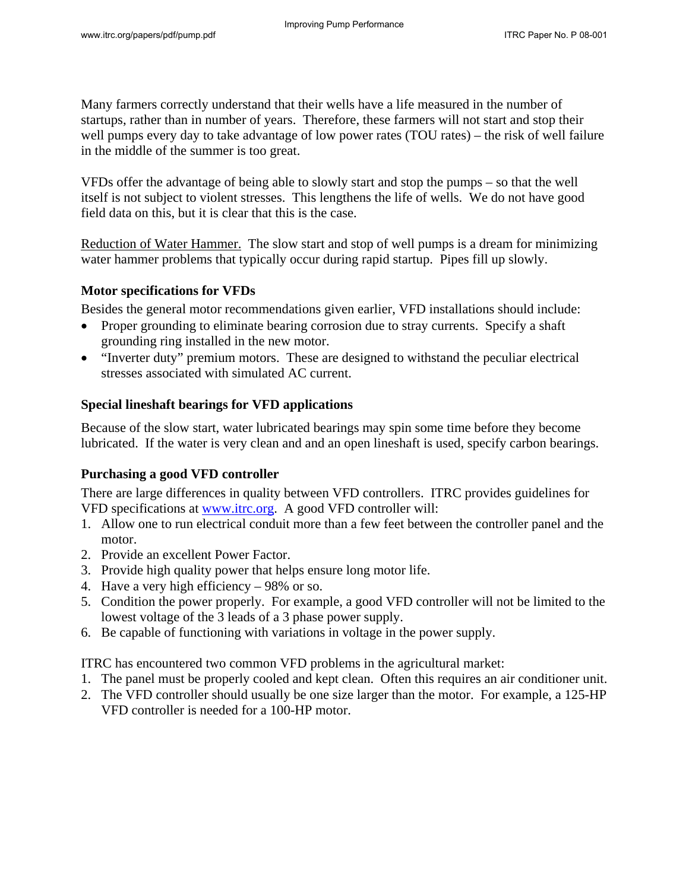Many farmers correctly understand that their wells have a life measured in the number of startups, rather than in number of years. Therefore, these farmers will not start and stop their well pumps every day to take advantage of low power rates (TOU rates) – the risk of well failure in the middle of the summer is too great.

VFDs offer the advantage of being able to slowly start and stop the pumps – so that the well itself is not subject to violent stresses. This lengthens the life of wells. We do not have good field data on this, but it is clear that this is the case.

Reduction of Water Hammer. The slow start and stop of well pumps is a dream for minimizing water hammer problems that typically occur during rapid startup. Pipes fill up slowly.

### Motor specifications for VFDs

Besides the general motor recommendations given earlier, VFD installations should include:

- Proper grounding to eliminate bearing corrosion due to stray currents. Specify a shaft grounding ring installed in the new motor.
- "Inverter duty" premium motors. These are designed to withstand the peculiar electrical stresses associated with simulated AC current.

### Special lineshaft bearings for VFD applications

Because of the slow start, water lubricated bearings may spin some time before they become lubricated. If the water is very clean and and an open lineshaft is used, specify carbon bearings.

### Purchasing a good VFD controller

There are large differences in quality between VFD controllers. ITRC provides guidelines for VFD specifications at www.itrc.org. A good VFD controller will:

1. Allow one to run electrical conduit more than a few feet between the controller panel and the motor.
2. Provide an excellent Power Factor.
3. Provide high quality power that helps ensure long motor life.
4. Have a very high efficiency – 98% or so.
5. Condition the power properly. For example, a good VFD controller will not be limited to the lowest voltage of the 3 leads of a 3 phase power supply.
6. Be capable of functioning with variations in voltage in the power supply.

ITRC has encountered two common VFD problems in the agricultural market:

1. The panel must be properly cooled and kept clean. Often this requires an air conditioner unit.
2. The VFD controller should usually be one size larger than the motor. For example, a 125-HP VFD controller is needed for a 100-HP motor.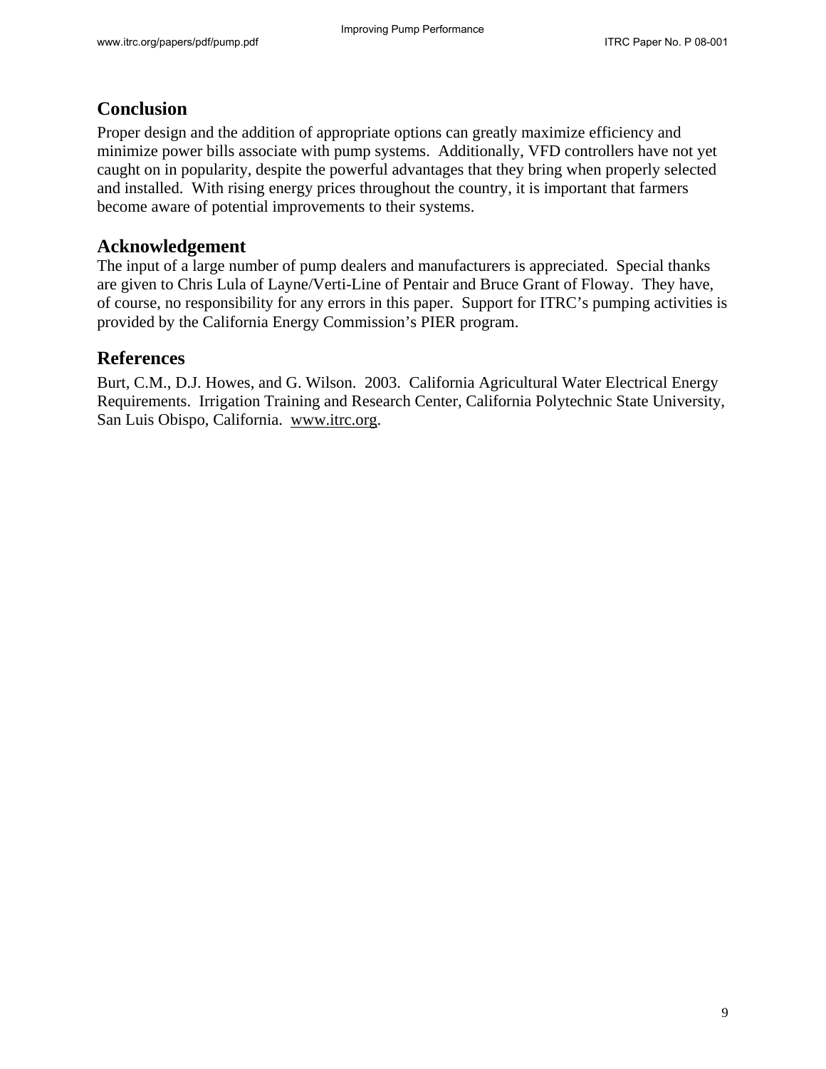## Conclusion

Proper design and the addition of appropriate options can greatly maximize efficiency and minimize power bills associate with pump systems. Additionally, VFD controllers have not yet caught on in popularity, despite the powerful advantages that they bring when properly selected and installed. With rising energy prices throughout the country, it is important that farmers become aware of potential improvements to their systems.

## Acknowledgement

The input of a large number of pump dealers and manufacturers is appreciated. Special thanks are given to Chris Lula of Layne/Verti-Line of Pentair and Bruce Grant of Floway. They have, of course, no responsibility for any errors in this paper. Support for ITRC's pumping activities is provided by the California Energy Commission's PIER program.

## References

Burt, C.M., D.J. Howes, and G. Wilson. 2003. California Agricultural Water Electrical Energy Requirements. Irrigation Training and Research Center, California Polytechnic State University, San Luis Obispo, California. www.itrc.org.